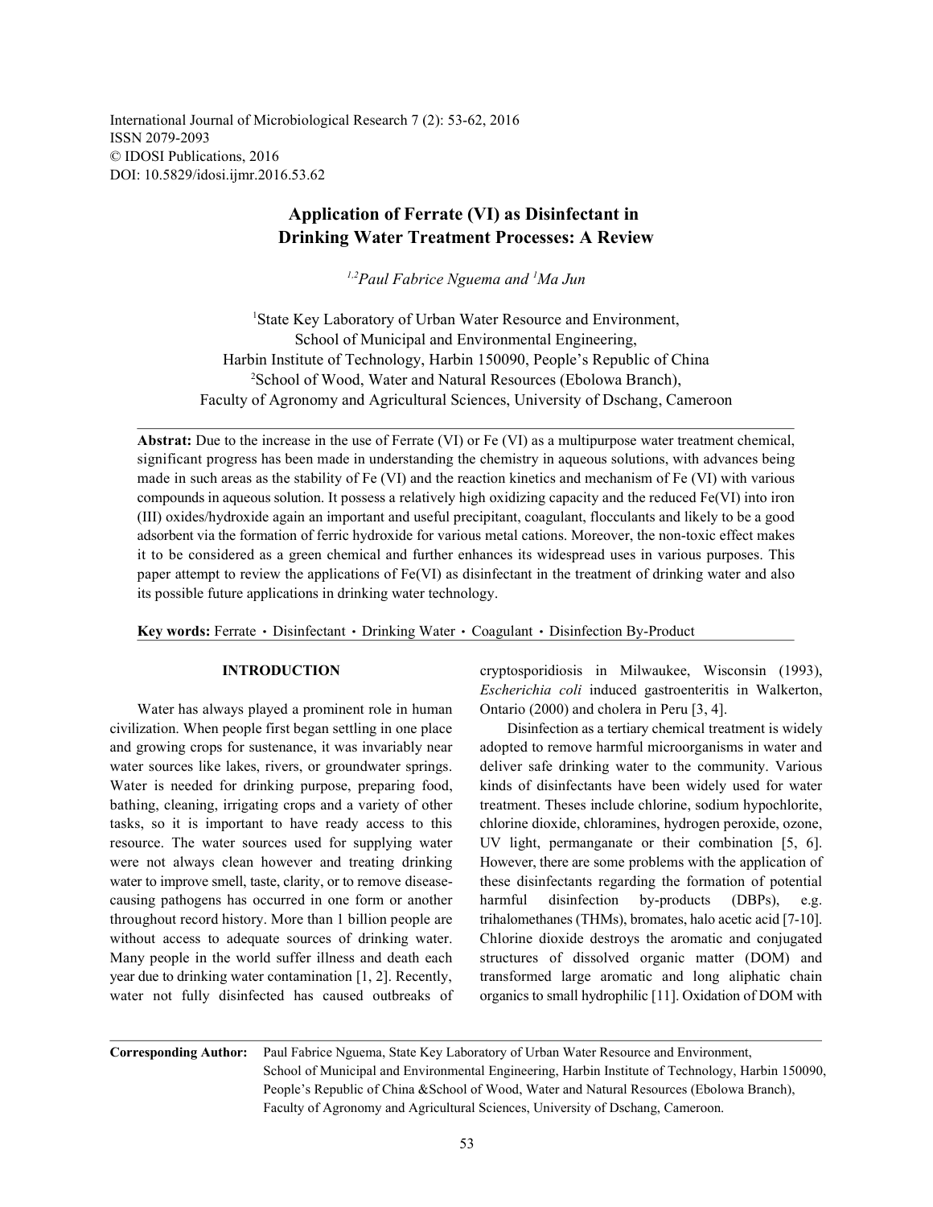International Journal of Microbiological Research 7 (2): 53-62, 2016
ISSN 2079-2093
© IDOSI Publications, 2016
DOI: 10.5829/idosi.ijmr.2016.53.62

# Application of Ferrate (VI) as Disinfectant in Drinking Water Treatment Processes: A Review

*[1,2]Paul Fabrice Nguema and [1]Ma Jun*

[1]State Key Laboratory of Urban Water Resource and Environment, School of Municipal and Environmental Engineering, Harbin Institute of Technology, Harbin 150090, People's Republic of China
[2]School of Wood, Water and Natural Resources (Ebolowa Branch), Faculty of Agronomy and Agricultural Sciences, University of Dschang, Cameroon

**Abstrat:** Due to the increase in the use of Ferrate (VI) or Fe (VI) as a multipurpose water treatment chemical, significant progress has been made in understanding the chemistry in aqueous solutions, with advances being made in such areas as the stability of Fe (VI) and the reaction kinetics and mechanism of Fe (VI) with various compounds in aqueous solution. It possess a relatively high oxidizing capacity and the reduced Fe(VI) into iron (III) oxides/hydroxide again an important and useful precipitant, coagulant, flocculants and likely to be a good adsorbent via the formation of ferric hydroxide for various metal cations. Moreover, the non-toxic effect makes it to be considered as a green chemical and further enhances its widespread uses in various purposes. This paper attempt to review the applications of Fe(VI) as disinfectant in the treatment of drinking water and also its possible future applications in drinking water technology.

**Key words:** Ferrate · Disinfectant · Drinking Water · Coagulant · Disinfection By-Product

## INTRODUCTION

Water has always played a prominent role in human civilization. When people first began settling in one place and growing crops for sustenance, it was invariably near water sources like lakes, rivers, or groundwater springs. Water is needed for drinking purpose, preparing food, bathing, cleaning, irrigating crops and a variety of other tasks, so it is important to have ready access to this resource. The water sources used for supplying water were not always clean however and treating drinking water to improve smell, taste, clarity, or to remove disease-causing pathogens has occurred in one form or another throughout record history. More than 1 billion people are without access to adequate sources of drinking water. Many people in the world suffer illness and death each year due to drinking water contamination [1, 2]. Recently, water not fully disinfected has caused outbreaks of cryptosporidiosis in Milwaukee, Wisconsin (1993), *Escherichia coli* induced gastroenteritis in Walkerton, Ontario (2000) and cholera in Peru [3, 4].

Disinfection as a tertiary chemical treatment is widely adopted to remove harmful microorganisms in water and deliver safe drinking water to the community. Various kinds of disinfectants have been widely used for water treatment. Theses include chlorine, sodium hypochlorite, chlorine dioxide, chloramines, hydrogen peroxide, ozone, UV light, permanganate or their combination [5, 6]. However, there are some problems with the application of these disinfectants regarding the formation of potential harmful disinfection by-products (DBPs), e.g. trihalomethanes (THMs), bromates, halo acetic acid [7-10]. Chlorine dioxide destroys the aromatic and conjugated structures of dissolved organic matter (DOM) and transformed large aromatic and long aliphatic chain organics to small hydrophilic [11]. Oxidation of DOM with

**Corresponding Author:** Paul Fabrice Nguema, State Key Laboratory of Urban Water Resource and Environment, School of Municipal and Environmental Engineering, Harbin Institute of Technology, Harbin 150090, People's Republic of China &School of Wood, Water and Natural Resources (Ebolowa Branch), Faculty of Agronomy and Agricultural Sciences, University of Dschang, Cameroon.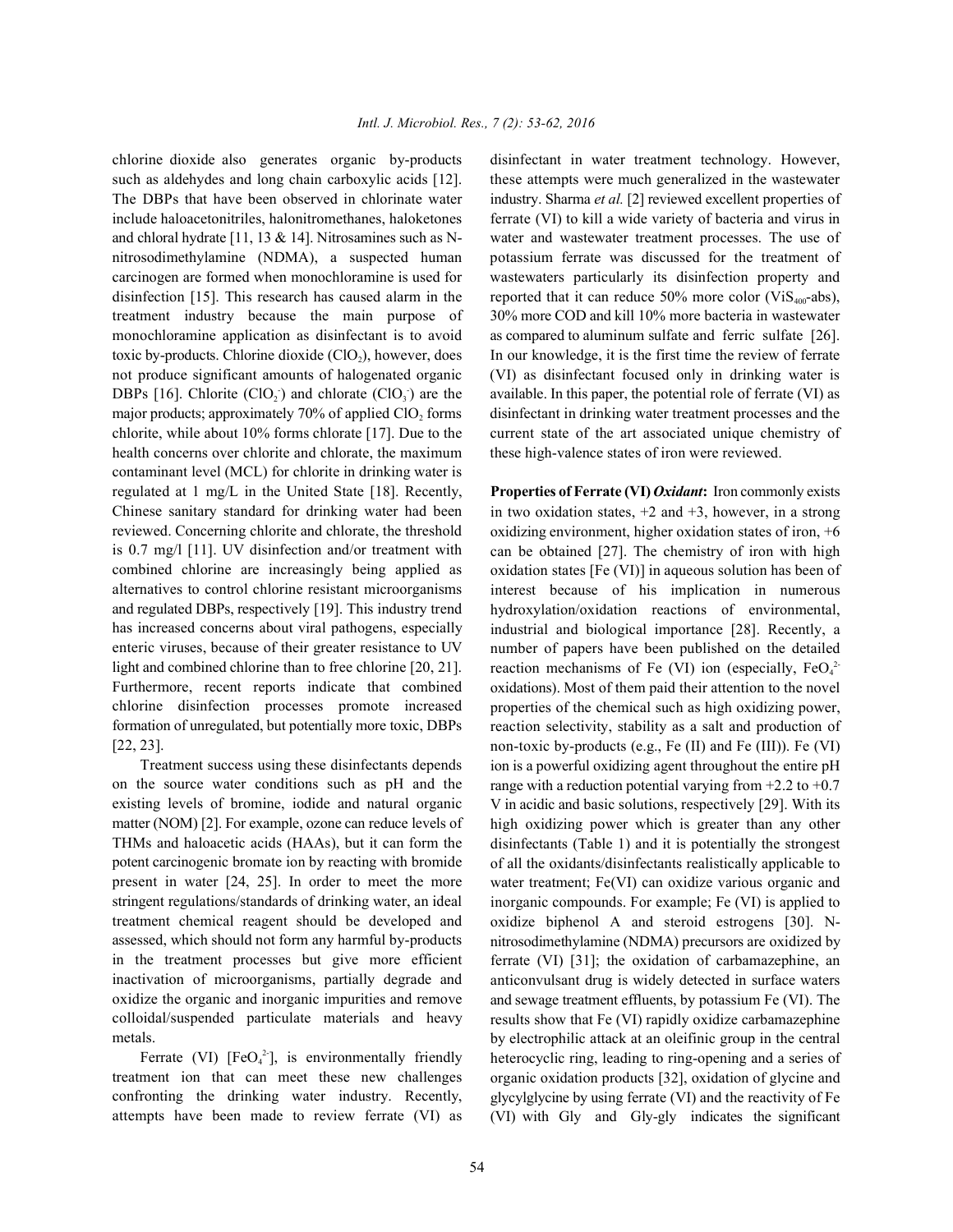chlorine dioxide also generates organic by-products such as aldehydes and long chain carboxylic acids [12]. The DBPs that have been observed in chlorinate water include haloacetonitriles, halonitromethanes, haloketones and chloral hydrate [11, 13 & 14]. Nitrosamines such as N-nitrosodimethylamine (NDMA), a suspected human carcinogen are formed when monochloramine is used for disinfection [15]. This research has caused alarm in the treatment industry because the main purpose of monochloramine application as disinfectant is to avoid toxic by-products. Chlorine dioxide ($ClO_2$), however, does not produce significant amounts of halogenated organic DBPs [16]. Chlorite ($ClO_2^-$) and chlorate ($ClO_3^-$) are the major products; approximately 70% of applied $ClO_2$ forms chlorite, while about 10% forms chlorate [17]. Due to the health concerns over chlorite and chlorate, the maximum contaminant level (MCL) for chlorite in drinking water is regulated at 1 mg/L in the United State [18]. Recently, Chinese sanitary standard for drinking water had been reviewed. Concerning chlorite and chlorate, the threshold is 0.7 mg/l [11]. UV disinfection and/or treatment with combined chlorine are increasingly being applied as alternatives to control chlorine resistant microorganisms and regulated DBPs, respectively [19]. This industry trend has increased concerns about viral pathogens, especially enteric viruses, because of their greater resistance to UV light and combined chlorine than to free chlorine [20, 21]. Furthermore, recent reports indicate that combined chlorine disinfection processes promote increased formation of unregulated, but potentially more toxic, DBPs [22, 23].

Treatment success using these disinfectants depends on the source water conditions such as pH and the existing levels of bromine, iodide and natural organic matter (NOM) [2]. For example, ozone can reduce levels of THMs and haloacetic acids (HAAs), but it can form the potent carcinogenic bromate ion by reacting with bromide present in water [24, 25]. In order to meet the more stringent regulations/standards of drinking water, an ideal treatment chemical reagent should be developed and assessed, which should not form any harmful by-products in the treatment processes but give more efficient inactivation of microorganisms, partially degrade and oxidize the organic and inorganic impurities and remove colloidal/suspended particulate materials and heavy metals.

Ferrate (VI) [$FeO_4^{2-}$], is environmentally friendly treatment ion that can meet these new challenges confronting the drinking water industry. Recently, attempts have been made to review ferrate (VI) as disinfectant in water treatment technology. However, these attempts were much generalized in the wastewater industry. Sharma *et al.* [2] reviewed excellent properties of ferrate (VI) to kill a wide variety of bacteria and virus in water and wastewater treatment processes. The use of potassium ferrate was discussed for the treatment of wastewaters particularly its disinfection property and reported that it can reduce 50% more color ($ViS_{400}$-abs), 30% more COD and kill 10% more bacteria in wastewater as compared to aluminum sulfate and ferric sulfate [26]. In our knowledge, it is the first time the review of ferrate (VI) as disinfectant focused only in drinking water is available. In this paper, the potential role of ferrate (VI) as disinfectant in drinking water treatment processes and the current state of the art associated unique chemistry of these high-valence states of iron were reviewed.

**Properties of Ferrate (VI) *Oxidant*:** Iron commonly exists in two oxidation states, +2 and +3, however, in a strong oxidizing environment, higher oxidation states of iron, +6 can be obtained [27]. The chemistry of iron with high oxidation states [Fe (VI)] in aqueous solution has been of interest because of his implication in numerous hydroxylation/oxidation reactions of environmental, industrial and biological importance [28]. Recently, a number of papers have been published on the detailed reaction mechanisms of Fe (VI) ion (especially, $FeO_4^{2-}$ oxidations). Most of them paid their attention to the novel properties of the chemical such as high oxidizing power, reaction selectivity, stability as a salt and production of non-toxic by-products (e.g., Fe (II) and Fe (III)). Fe (VI) ion is a powerful oxidizing agent throughout the entire pH range with a reduction potential varying from +2.2 to +0.7 V in acidic and basic solutions, respectively [29]. With its high oxidizing power which is greater than any other disinfectants (Table 1) and it is potentially the strongest of all the oxidants/disinfectants realistically applicable to water treatment; Fe(VI) can oxidize various organic and inorganic compounds. For example; Fe (VI) is applied to oxidize biphenol A and steroid estrogens [30]. N-nitrosodimethylamine (NDMA) precursors are oxidized by ferrate (VI) [31]; the oxidation of carbamazephine, an anticonvulsant drug is widely detected in surface waters and sewage treatment effluents, by potassium Fe (VI). The results show that Fe (VI) rapidly oxidize carbamazephine by electrophilic attack at an oleifinic group in the central heterocyclic ring, leading to ring-opening and a series of organic oxidation products [32], oxidation of glycine and glycylglycine by using ferrate (VI) and the reactivity of Fe (VI) with Gly and Gly-gly indicates the significant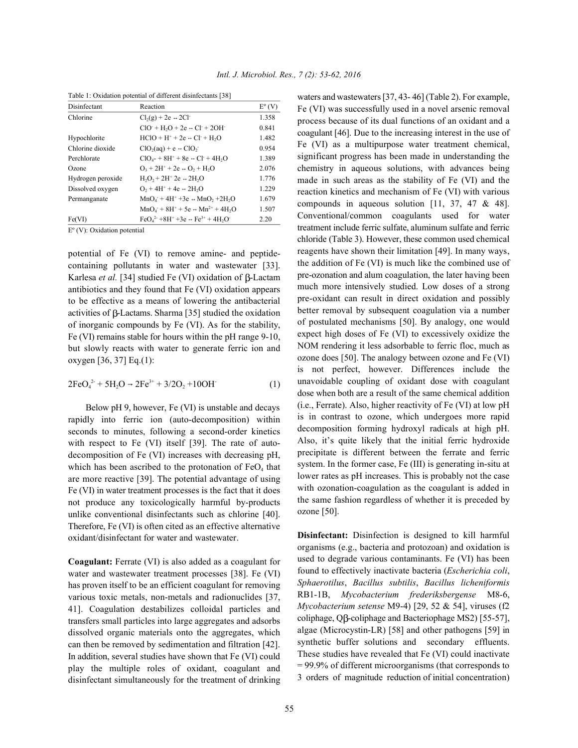Table 1: Oxidation potential of different disinfectants [38]

| Disinfectant | Reaction | E° (V) |
|---|---|---|
| Chlorine | $Cl_2(g) + 2e \leftrightarrow 2Cl^-$ | 1.358 |
| | $ClO^- + H_2O + 2e \leftrightarrow Cl^- + 2OH^-$ | 0.841 |
| Hypochlorite | $HClO + H^+ + 2e \leftrightarrow Cl^- + H_2O$ | 1.482 |
| Chlorine dioxide | $ClO_2(aq) + e \leftrightarrow ClO_2^-$ | 0.954 |
| Perchlorate | $ClO_4^- + 8H^+ + 8e \leftrightarrow Cl^- + 4H_2O$ | 1.389 |
| Ozone | $O_3 + 2H^+ + 2e \leftrightarrow O_2 + H_2O$ | 2.076 |
| Hydrogen peroxide | $H_2O_2 + 2H^+ 2e \leftrightarrow 2H_2O$ | 1.776 |
| Dissolved oxygen | $O_2 + 4H^+ + 4e \leftrightarrow 2H_2O$ | 1.229 |
| Permanganate | $MnO_4^- + 4H^+ + 3e \leftrightarrow MnO_2 + 2H_2O$ | 1.679 |
| | $MnO_4^- + 8H^+ + 5e \leftrightarrow Mn^{2+} + 4H_2O$ | 1.507 |
| Fe(VI) | $FeO_4^{2-} + 8H^+ + 3e \leftrightarrow Fe^{3+} + 4H_2O^-$ | 2.20 |

E° (V): Oxidation potential

potential of Fe (VI) to remove amine- and peptide-containing pollutants in water and wastewater [33]. Karlesa *et al.* [34] studied Fe (VI) oxidation of β-Lactam antibiotics and they found that Fe (VI) oxidation appears to be effective as a means of lowering the antibacterial activities of β-Lactams. Sharma [35] studied the oxidation of inorganic compounds by Fe (VI). As for the stability, Fe (VI) remains stable for hours within the pH range 9-10, but slowly reacts with water to generate ferric ion and oxygen [36, 37] Eq.(1):

$$2FeO_4^{2-} + 5H_2O \rightarrow 2Fe^{3+} + 3/2O_2 + 10OH^- \quad (1)$$

Below pH 9, however, Fe (VI) is unstable and decays rapidly into ferric ion (auto-decomposition) within seconds to minutes, following a second-order kinetics with respect to Fe (VI) itself [39]. The rate of auto-decomposition of Fe (VI) increases with decreasing pH, which has been ascribed to the protonation of $FeO_4$ that are more reactive [39]. The potential advantage of using Fe (VI) in water treatment processes is the fact that it does not produce any toxicologically harmful by-products unlike conventional disinfectants such as chlorine [40]. Therefore, Fe (VI) is often cited as an effective alternative oxidant/disinfectant for water and wastewater.

**Coagulant:** Ferrate (VI) is also added as a coagulant for water and wastewater treatment processes [38]. Fe (VI) has proven itself to be an efficient coagulant for removing various toxic metals, non-metals and radionuclides [37, 41]. Coagulation destabilizes colloidal particles and transfers small particles into large aggregates and adsorbs dissolved organic materials onto the aggregates, which can then be removed by sedimentation and filtration [42]. In addition, several studies have shown that Fe (VI) could play the multiple roles of oxidant, coagulant and disinfectant simultaneously for the treatment of drinking waters and wastewaters [37, 43- 46] (Table 2). For example, Fe (VI) was successfully used in a novel arsenic removal process because of its dual functions of an oxidant and a coagulant [46]. Due to the increasing interest in the use of Fe (VI) as a multipurpose water treatment chemical, significant progress has been made in understanding the chemistry in aqueous solutions, with advances being made in such areas as the stability of Fe (VI) and the reaction kinetics and mechanism of Fe (VI) with various compounds in aqueous solution [11, 37, 47 & 48]. Conventional/common coagulants used for water treatment include ferric sulfate, aluminum sulfate and ferric chloride (Table 3). However, these common used chemical reagents have shown their limitation [49]. In many ways, the addition of Fe (VI) is much like the combined use of pre-ozonation and alum coagulation, the later having been much more intensively studied. Low doses of a strong pre-oxidant can result in direct oxidation and possibly better removal by subsequent coagulation via a number of postulated mechanisms [50]. By analogy, one would expect high doses of Fe (VI) to excessively oxidize the NOM rendering it less adsorbable to ferric floc, much as ozone does [50]. The analogy between ozone and Fe (VI) is not perfect, however. Differences include the unavoidable coupling of oxidant dose with coagulant dose when both are a result of the same chemical addition (i.e., Ferrate). Also, higher reactivity of Fe (VI) at low pH is in contrast to ozone, which undergoes more rapid decomposition forming hydroxyl radicals at high pH. Also, it's quite likely that the initial ferric hydroxide precipitate is different between the ferrate and ferric system. In the former case, Fe (III) is generating in-situ at lower rates as pH increases. This is probably not the case with ozonation-coagulation as the coagulant is added in the same fashion regardless of whether it is preceded by ozone [50].

**Disinfectant:** Disinfection is designed to kill harmful organisms (e.g., bacteria and protozoan) and oxidation is used to degrade various contaminants. Fe (VI) has been found to effectively inactivate bacteria (*Escherichia coli*, *Sphaerotilus*, *Bacillus subtilis*, *Bacillus licheniformis* RB1-1B, *Mycobacterium frederiksbergense* M8-6, *Mycobacterium setense* M9-4) [29, 52 & 54], viruses (f2 coliphage, Qβ-coliphage and Bacteriophage MS2) [55-57], algae (Microcystin-LR) [58] and other pathogens [59] in synthetic buffer solutions and secondary effluents. These studies have revealed that Fe (VI) could inactivate = 99.9% of different microorganisms (that corresponds to 3 orders of magnitude reduction of initial concentration)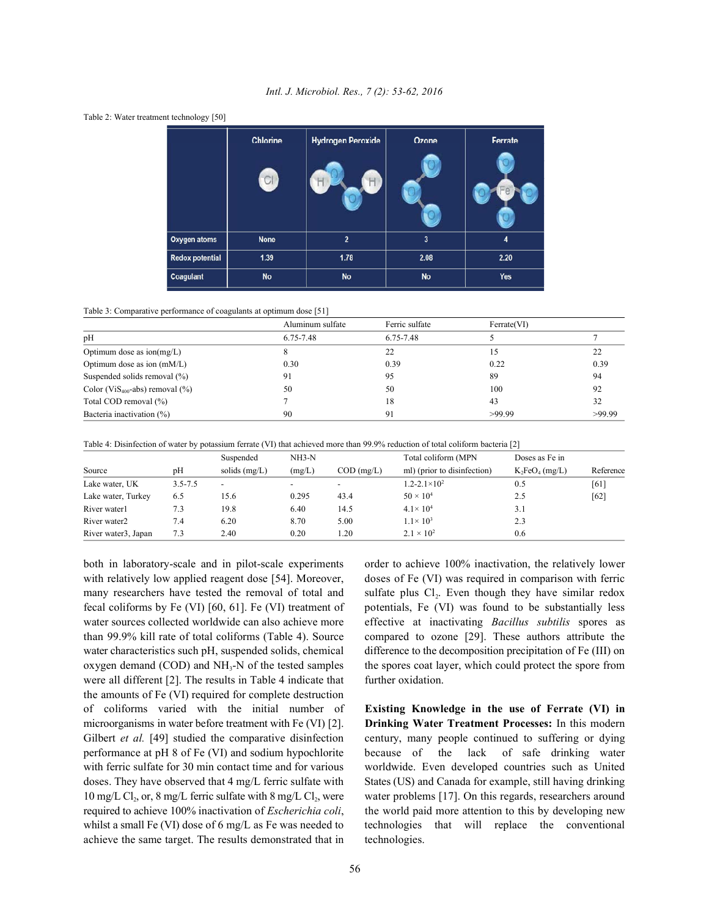Table 2: Water treatment technology [50]

| | Chlorine | Hydrogen Peroxide | Ozone | Ferrate |
|---|---|---|---|---|
| Oxygen atoms | None | 2 | 3 | 4 |
| Redox potential | 1.39 | 1.78 | 2.08 | 2.20 |
| Coagulant | No | No | No | Yes |

Table 3: Comparative performance of coagulants at optimum dose [51]

| | Aluminum sulfate | Ferric sulfate | Ferrate(VI) | |
|---|---|---|---|---|
| pH | 6.75-7.48 | 6.75-7.48 | 5 | 7 |
| Optimum dose as ion(mg/L) | 8 | 22 | 15 | 22 |
| Optimum dose as ion (mM/L) | 0.30 | 0.39 | 0.22 | 0.39 |
| Suspended solids removal (%) | 91 | 95 | 89 | 94 |
| Color (ViS$_{400}$-abs) removal (%) | 50 | 50 | 100 | 92 |
| Total COD removal (%) | 7 | 18 | 43 | 32 |
| Bacteria inactivation (%) | 90 | 91 | >99.99 | >99.99 |

Table 4: Disinfection of water by potassium ferrate (VI) that achieved more than 99.9% reduction of total coliform bacteria [2]

| Source | pH | Suspended solids (mg/L) | NH3-N (mg/L) | COD (mg/L) | Total coliform (MPN ml) (prior to disinfection) | Doses as Fe in $K_2FeO_4$ (mg/L) | Reference |
|---|---|---|---|---|---|---|---|
| Lake water, UK | 3.5-7.5 | - | - | - | $1.2\text{-}2.1\times10^2$ | 0.5 | [61] |
| Lake water, Turkey | 6.5 | 15.6 | 0.295 | 43.4 | $50 \times 10^4$ | 2.5 | [62] |
| River water1 | 7.3 | 19.8 | 6.40 | 14.5 | $4.1\times 10^4$ | 3.1 | |
| River water2 | 7.4 | 6.20 | 8.70 | 5.00 | $1.1\times 10^3$ | 2.3 | |
| River water3, Japan | 7.3 | 2.40 | 0.20 | 1.20 | $2.1 \times 10^2$ | 0.6 | |

both in laboratory-scale and in pilot-scale experiments with relatively low applied reagent dose [54]. Moreover, many researchers have tested the removal of total and fecal coliforms by Fe (VI) [60, 61]. Fe (VI) treatment of water sources collected worldwide can also achieve more than 99.9% kill rate of total coliforms (Table 4). Source water characteristics such pH, suspended solids, chemical oxygen demand (COD) and $NH_3$-N of the tested samples were all different [2]. The results in Table 4 indicate that the amounts of Fe (VI) required for complete destruction of coliforms varied with the initial number of microorganisms in water before treatment with Fe (VI) [2]. Gilbert *et al.* [49] studied the comparative disinfection performance at pH 8 of Fe (VI) and sodium hypochlorite with ferric sulfate for 30 min contact time and for various doses. They have observed that 4 mg/L ferric sulfate with 10 mg/L $Cl_2$, or, 8 mg/L ferric sulfate with 8 mg/L $Cl_2$, were required to achieve 100% inactivation of *Escherichia coli*, whilst a small Fe (VI) dose of 6 mg/L as Fe was needed to achieve the same target. The results demonstrated that in order to achieve 100% inactivation, the relatively lower doses of Fe (VI) was required in comparison with ferric sulfate plus $Cl_2$. Even though they have similar redox potentials, Fe (VI) was found to be substantially less effective at inactivating *Bacillus subtilis* spores as compared to ozone [29]. These authors attribute the difference to the decomposition precipitation of Fe (III) on the spores coat layer, which could protect the spore from further oxidation.

**Existing Knowledge in the use of Ferrate (VI) in Drinking Water Treatment Processes:** In this modern century, many people continued to suffering or dying because of the lack of safe drinking water worldwide. Even developed countries such as United States (US) and Canada for example, still having drinking water problems [17]. On this regards, researchers around the world paid more attention to this by developing new technologies that will replace the conventional technologies.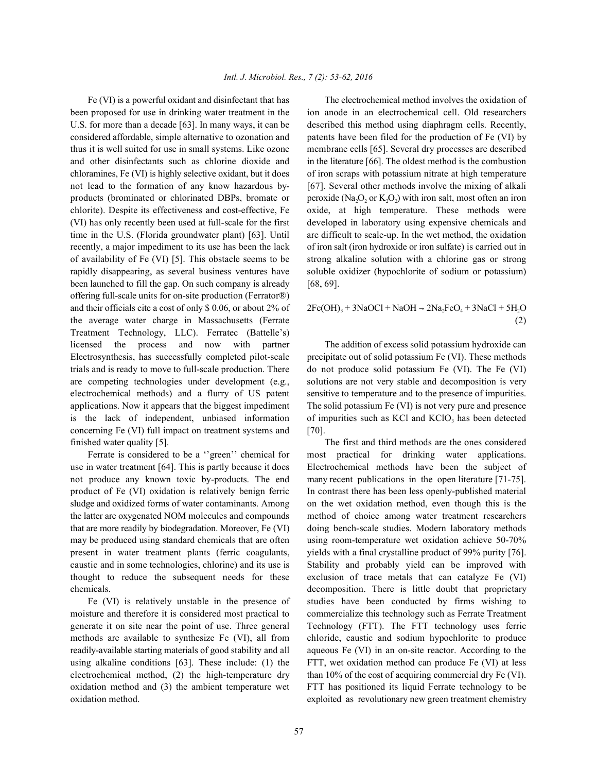Fe (VI) is a powerful oxidant and disinfectant that has been proposed for use in drinking water treatment in the U.S. for more than a decade [63]. In many ways, it can be considered affordable, simple alternative to ozonation and thus it is well suited for use in small systems. Like ozone and other disinfectants such as chlorine dioxide and chloramines, Fe (VI) is highly selective oxidant, but it does not lead to the formation of any know hazardous by-products (brominated or chlorinated DBPs, bromate or chlorite). Despite its effectiveness and cost-effective, Fe (VI) has only recently been used at full-scale for the first time in the U.S. (Florida groundwater plant) [63]. Until recently, a major impediment to its use has been the lack of availability of Fe (VI) [5]. This obstacle seems to be rapidly disappearing, as several business ventures have been launched to fill the gap. On such company is already offering full-scale units for on-site production (Ferrator®) and their officials cite a cost of only \$ 0.06, or about 2% of the average water charge in Massachusetts (Ferrate Treatment Technology, LLC). Ferratec (Battelle's) licensed the process and now with partner Electrosynthesis, has successfully completed pilot-scale trials and is ready to move to full-scale production. There are competing technologies under development (e.g., electrochemical methods) and a flurry of US patent applications. Now it appears that the biggest impediment is the lack of independent, unbiased information concerning Fe (VI) full impact on treatment systems and finished water quality [5].

Ferrate is considered to be a ''green'' chemical for use in water treatment [64]. This is partly because it does not produce any known toxic by-products. The end product of Fe (VI) oxidation is relatively benign ferric sludge and oxidized forms of water contaminants. Among the latter are oxygenated NOM molecules and compounds that are more readily by biodegradation. Moreover, Fe (VI) may be produced using standard chemicals that are often present in water treatment plants (ferric coagulants, caustic and in some technologies, chlorine) and its use is thought to reduce the subsequent needs for these chemicals.

Fe (VI) is relatively unstable in the presence of moisture and therefore it is considered most practical to generate it on site near the point of use. Three general methods are available to synthesize Fe (VI), all from readily-available starting materials of good stability and all using alkaline conditions [63]. These include: (1) the electrochemical method, (2) the high-temperature dry oxidation method and (3) the ambient temperature wet oxidation method.

The electrochemical method involves the oxidation of ion anode in an electrochemical cell. Old researchers described this method using diaphragm cells. Recently, patents have been filed for the production of Fe (VI) by membrane cells [65]. Several dry processes are described in the literature [66]. The oldest method is the combustion of iron scraps with potassium nitrate at high temperature [67]. Several other methods involve the mixing of alkali peroxide ($Na_2O_2$ or $K_2O_2$) with iron salt, most often an iron oxide, at high temperature. These methods were developed in laboratory using expensive chemicals and are difficult to scale-up. In the wet method, the oxidation of iron salt (iron hydroxide or iron sulfate) is carried out in strong alkaline solution with a chlorine gas or strong soluble oxidizer (hypochlorite of sodium or potassium) [68, 69].

$$2Fe(OH)_3 + 3NaOCl + NaOH \rightarrow 2Na_2FeO_4 + 3NaCl + 5H_2O \quad (2)$$

The addition of excess solid potassium hydroxide can precipitate out of solid potassium Fe (VI). These methods do not produce solid potassium Fe (VI). The Fe (VI) solutions are not very stable and decomposition is very sensitive to temperature and to the presence of impurities. The solid potassium Fe (VI) is not very pure and presence of impurities such as KCl and $KClO_3$ has been detected [70].

The first and third methods are the ones considered most practical for drinking water applications. Electrochemical methods have been the subject of many recent publications in the open literature [71-75]. In contrast there has been less openly-published material on the wet oxidation method, even though this is the method of choice among water treatment researchers doing bench-scale studies. Modern laboratory methods using room-temperature wet oxidation achieve 50-70% yields with a final crystalline product of 99% purity [76]. Stability and probably yield can be improved with exclusion of trace metals that can catalyze Fe (VI) decomposition. There is little doubt that proprietary studies have been conducted by firms wishing to commercialize this technology such as Ferrate Treatment Technology (FTT). The FTT technology uses ferric chloride, caustic and sodium hypochlorite to produce aqueous Fe (VI) in an on-site reactor. According to the FTT, wet oxidation method can produce Fe (VI) at less than 10% of the cost of acquiring commercial dry Fe (VI). FTT has positioned its liquid Ferrate technology to be exploited as revolutionary new green treatment chemistry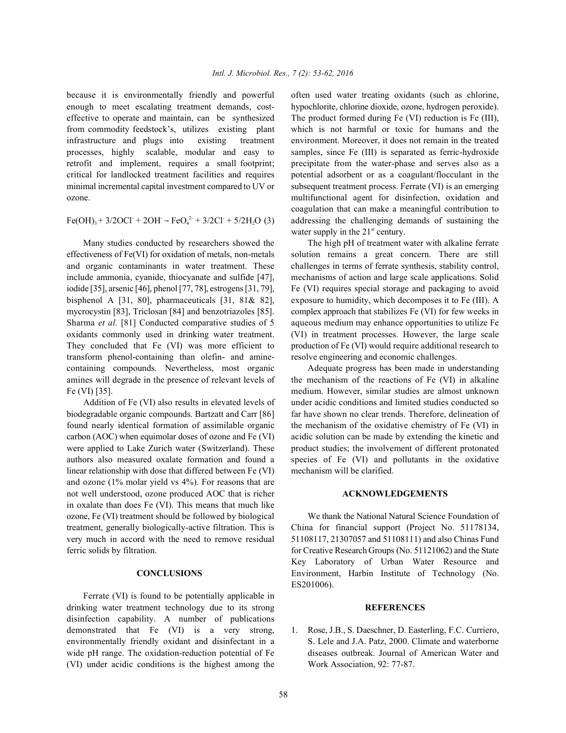because it is environmentally friendly and powerful enough to meet escalating treatment demands, cost-effective to operate and maintain, can be synthesized from commodity feedstock's, utilizes existing plant infrastructure and plugs into existing treatment processes, highly scalable, modular and easy to retrofit and implement, requires a small footprint; critical for landlocked treatment facilities and requires minimal incremental capital investment compared to UV or ozone.

$$Fe(OH)_3 + 3/2OCl^- + 2OH^- \rightarrow FeO_4^{2-} + 3/2Cl^- + 5/2H_2O \quad (3)$$

Many studies conducted by researchers showed the effectiveness of Fe(VI) for oxidation of metals, non-metals and organic contaminants in water treatment. These include ammonia, cyanide, thiocyanate and sulfide [47], iodide [35], arsenic [46], phenol [77, 78], estrogens [31, 79], bisphenol A [31, 80], pharmaceuticals [31, 81& 82], mycrocystin [83], Triclosan [84] and benzotriazoles [85]. Sharma *et al.* [81] Conducted comparative studies of 5 oxidants commonly used in drinking water treatment. They concluded that Fe (VI) was more efficient to transform phenol-containing than olefin- and amine-containing compounds. Nevertheless, most organic amines will degrade in the presence of relevant levels of Fe (VI) [35].

Addition of Fe (VI) also results in elevated levels of biodegradable organic compounds. Bartzatt and Carr [86] found nearly identical formation of assimilable organic carbon (AOC) when equimolar doses of ozone and Fe (VI) were applied to Lake Zurich water (Switzerland). These authors also measured oxalate formation and found a linear relationship with dose that differed between Fe (VI) and ozone (1% molar yield vs 4%). For reasons that are not well understood, ozone produced AOC that is richer in oxalate than does Fe (VI). This means that much like ozone, Fe (VI) treatment should be followed by biological treatment, generally biologically-active filtration. This is very much in accord with the need to remove residual ferric solids by filtration.

## CONCLUSIONS

Ferrate (VI) is found to be potentially applicable in drinking water treatment technology due to its strong disinfection capability. A number of publications demonstrated that Fe (VI) is a very strong, environmentally friendly oxidant and disinfectant in a wide pH range. The oxidation-reduction potential of Fe (VI) under acidic conditions is the highest among the often used water treating oxidants (such as chlorine, hypochlorite, chlorine dioxide, ozone, hydrogen peroxide). The product formed during Fe (VI) reduction is Fe (III), which is not harmful or toxic for humans and the environment. Moreover, it does not remain in the treated samples, since Fe (III) is separated as ferric-hydroxide precipitate from the water-phase and serves also as a potential adsorbent or as a coagulant/flocculant in the subsequent treatment process. Ferrate (VI) is an emerging multifunctional agent for disinfection, oxidation and coagulation that can make a meaningful contribution to addressing the challenging demands of sustaining the water supply in the $21^{st}$ century.

The high pH of treatment water with alkaline ferrate solution remains a great concern. There are still challenges in terms of ferrate synthesis, stability control, mechanisms of action and large scale applications. Solid Fe (VI) requires special storage and packaging to avoid exposure to humidity, which decomposes it to Fe (III). A complex approach that stabilizes Fe (VI) for few weeks in aqueous medium may enhance opportunities to utilize Fe (VI) in treatment processes. However, the large scale production of Fe (VI) would require additional research to resolve engineering and economic challenges.

Adequate progress has been made in understanding the mechanism of the reactions of Fe (VI) in alkaline medium. However, similar studies are almost unknown under acidic conditions and limited studies conducted so far have shown no clear trends. Therefore, delineation of the mechanism of the oxidative chemistry of Fe (VI) in acidic solution can be made by extending the kinetic and product studies; the involvement of different protonated species of Fe (VI) and pollutants in the oxidative mechanism will be clarified.

## ACKNOWLEDGEMENTS

We thank the National Natural Science Foundation of China for financial support (Project No. 51178134, 51108117, 21307057 and 51108111) and also Chinas Fund for Creative Research Groups (No. 51121062) and the State Key Laboratory of Urban Water Resource and Environment, Harbin Institute of Technology (No. ES201006).

## REFERENCES

1. Rose, J.B., S. Daeschner, D. Easterling, F.C. Curriero, S. Lele and J.A. Patz, 2000. Climate and waterborne diseases outbreak. Journal of American Water and Work Association, 92: 77-87.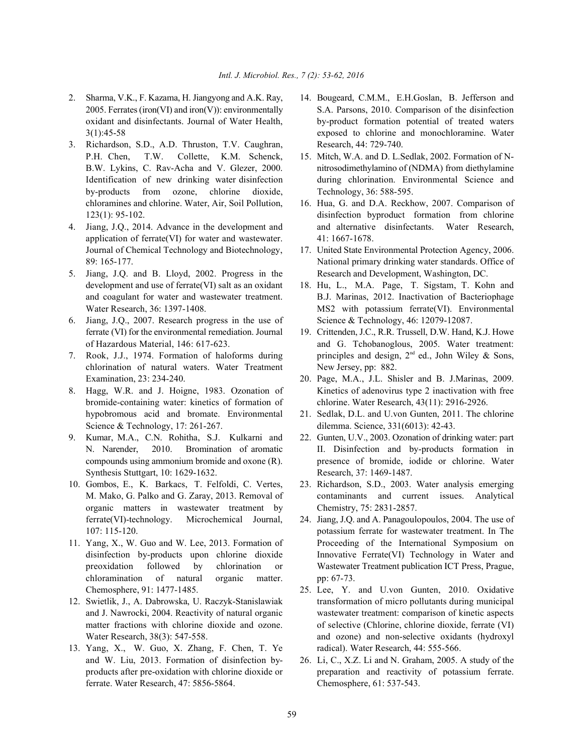2. Sharma, V.K., F. Kazama, H. Jiangyong and A.K. Ray, 2005. Ferrates (iron(VI) and iron(V)): environmentally oxidant and disinfectants. Journal of Water Health, 3(1):45-58
3. Richardson, S.D., A.D. Thruston, T.V. Caughran, P.H. Chen, T.W. Collette, K.M. Schenck, B.W. Lykins, C. Rav-Acha and V. Glezer, 2000. Identification of new drinking water disinfection by-products from ozone, chlorine dioxide, chloramines and chlorine. Water, Air, Soil Pollution, 123(1): 95-102.
4. Jiang, J.Q., 2014. Advance in the development and application of ferrate(VI) for water and wastewater. Journal of Chemical Technology and Biotechnology, 89: 165-177.
5. Jiang, J.Q. and B. Lloyd, 2002. Progress in the development and use of ferrate(VI) salt as an oxidant and coagulant for water and wastewater treatment. Water Research, 36: 1397-1408.
6. Jiang, J.Q., 2007. Research progress in the use of ferrate (VI) for the environmental remediation. Journal of Hazardous Material, 146: 617-623.
7. Rook, J.J., 1974. Formation of haloforms during chlorination of natural waters. Water Treatment Examination, 23: 234-240.
8. Hagg, W.R. and J. Hoigne, 1983. Ozonation of bromide-containing water: kinetics of formation of hypobromous acid and bromate. Environmental Science & Technology, 17: 261-267.
9. Kumar, M.A., C.N. Rohitha, S.J. Kulkarni and N. Narender, 2010. Bromination of aromatic compounds using ammonium bromide and oxone (R). Synthesis Stuttgart, 10: 1629-1632.
10. Gombos, E., K. Barkacs, T. Felfoldi, C. Vertes, M. Mako, G. Palko and G. Zaray, 2013. Removal of organic matters in wastewater treatment by ferrate(VI)-technology. Microchemical Journal, 107: 115-120.
11. Yang, X., W. Guo and W. Lee, 2013. Formation of disinfection by-products upon chlorine dioxide preoxidation followed by chlorination or chloramination of natural organic matter. Chemosphere, 91: 1477-1485.
12. Swietlik, J., A. Dabrowska, U. Raczyk-Stanislawiak and J. Nawrocki, 2004. Reactivity of natural organic matter fractions with chlorine dioxide and ozone. Water Research, 38(3): 547-558.
13. Yang, X., W. Guo, X. Zhang, F. Chen, T. Ye and W. Liu, 2013. Formation of disinfection by-products after pre-oxidation with chlorine dioxide or ferrate. Water Research, 47: 5856-5864.
14. Bougeard, C.M.M., E.H.Goslan, B. Jefferson and S.A. Parsons, 2010. Comparison of the disinfection by-product formation potential of treated waters exposed to chlorine and monochloramine. Water Research, 44: 729-740.
15. Mitch, W.A. and D. L.Sedlak, 2002. Formation of N-nitrosodimethylamino of (NDMA) from diethylamine during chlorination. Environmental Science and Technology, 36: 588-595.
16. Hua, G. and D.A. Reckhow, 2007. Comparison of disinfection byproduct formation from chlorine and alternative disinfectants. Water Research, 41: 1667-1678.
17. United State Environmental Protection Agency, 2006. National primary drinking water standards. Office of Research and Development, Washington, DC.
18. Hu, L., M.A. Page, T. Sigstam, T. Kohn and B.J. Marinas, 2012. Inactivation of Bacteriophage MS2 with potassium ferrate(VI). Environmental Science & Technology, 46: 12079-12087.
19. Crittenden, J.C., R.R. Trussell, D.W. Hand, K.J. Howe and G. Tchobanoglous, 2005. Water treatment: principles and design, 2nd ed., John Wiley & Sons, New Jersey, pp: 882.
20. Page, M.A., J.L. Shisler and B. J.Marinas, 2009. Kinetics of adenovirus type 2 inactivation with free chlorine. Water Research, 43(11): 2916-2926.
21. Sedlak, D.L. and U.von Gunten, 2011. The chlorine dilemma. Science, 331(6013): 42-43.
22. Gunten, U.V., 2003. Ozonation of drinking water: part II. Disinfection and by-products formation in presence of bromide, iodide or chlorine. Water Research, 37: 1469-1487.
23. Richardson, S.D., 2003. Water analysis emerging contaminants and current issues. Analytical Chemistry, 75: 2831-2857.
24. Jiang, J.Q. and A. Panagoulopoulos, 2004. The use of potassium ferrate for wastewater treatment. In The Proceeding of the International Symposium on Innovative Ferrate(VI) Technology in Water and Wastewater Treatment publication ICT Press, Prague, pp: 67-73.
25. Lee, Y. and U.von Gunten, 2010. Oxidative transformation of micro pollutants during municipal wastewater treatment: comparison of kinetic aspects of selective (Chlorine, chlorine dioxide, ferrate (VI) and ozone) and non-selective oxidants (hydroxyl radical). Water Research, 44: 555-566.
26. Li, C., X.Z. Li and N. Graham, 2005. A study of the preparation and reactivity of potassium ferrate. Chemosphere, 61: 537-543.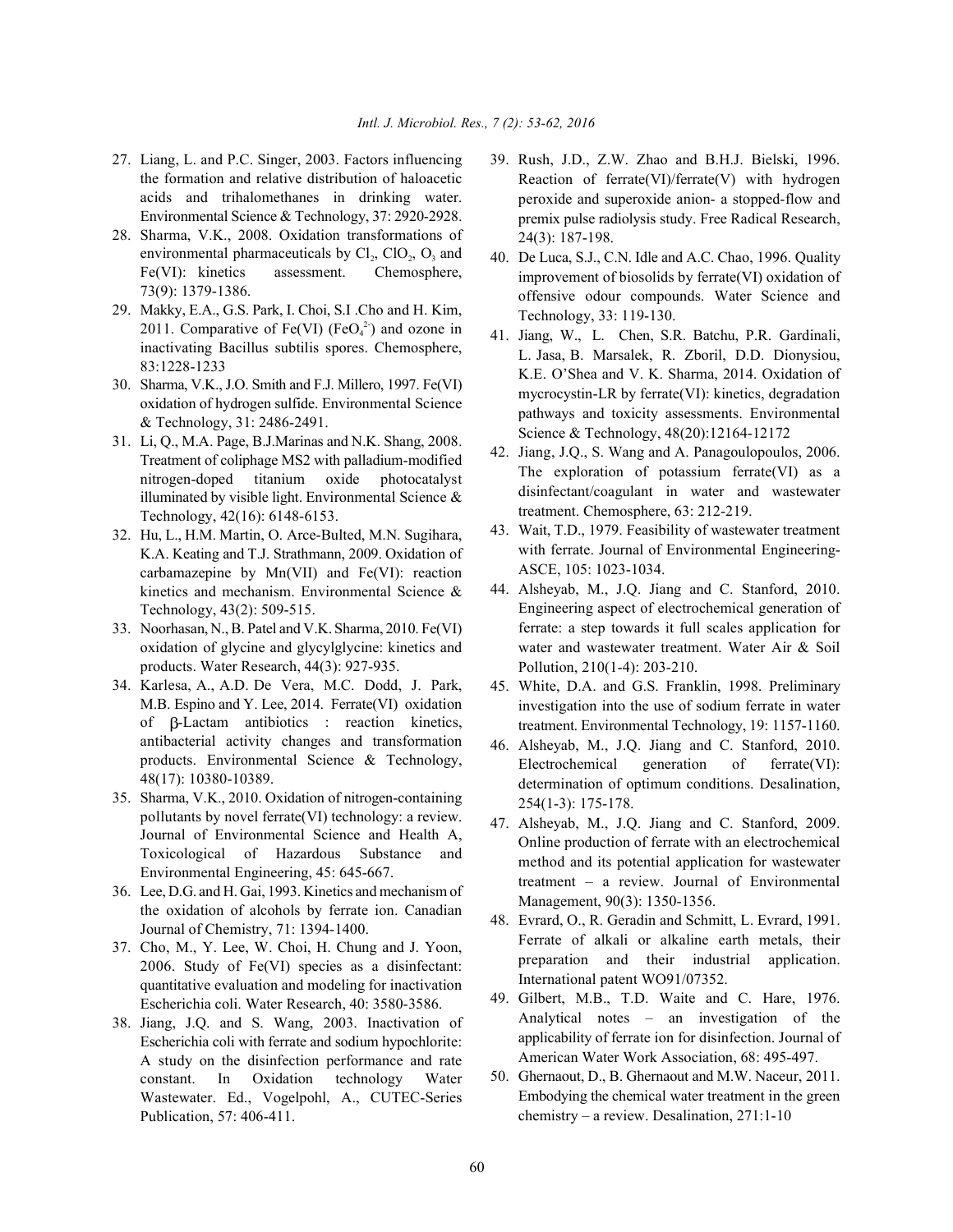27. Liang, L. and P.C. Singer, 2003. Factors influencing the formation and relative distribution of haloacetic acids and trihalomethanes in drinking water. Environmental Science & Technology, 37: 2920-2928.
28. Sharma, V.K., 2008. Oxidation transformations of environmental pharmaceuticals by $Cl_2$, $ClO_2$, $O_3$ and Fe(VI): kinetics assessment. Chemosphere, 73(9): 1379-1386.
29. Makky, E.A., G.S. Park, I. Choi, S.I .Cho and H. Kim, 2011. Comparative of Fe(VI) ($FeO_4^{2-}$) and ozone in inactivating Bacillus subtilis spores. Chemosphere, 83:1228-1233
30. Sharma, V.K., J.O. Smith and F.J. Millero, 1997. Fe(VI) oxidation of hydrogen sulfide. Environmental Science & Technology, 31: 2486-2491.
31. Li, Q., M.A. Page, B.J.Marinas and N.K. Shang, 2008. Treatment of coliphage MS2 with palladium-modified nitrogen-doped titanium oxide photocatalyst illuminated by visible light. Environmental Science & Technology, 42(16): 6148-6153.
32. Hu, L., H.M. Martin, O. Arce-Bulted, M.N. Sugihara, K.A. Keating and T.J. Strathmann, 2009. Oxidation of carbamazepine by Mn(VII) and Fe(VI): reaction kinetics and mechanism. Environmental Science & Technology, 43(2): 509-515.
33. Noorhasan, N., B. Patel and V.K. Sharma, 2010. Fe(VI) oxidation of glycine and glycylglycine: kinetics and products. Water Research, 44(3): 927-935.
34. Karlesa, A., A.D. De Vera, M.C. Dodd, J. Park, M.B. Espino and Y. Lee, 2014. Ferrate(VI) oxidation of β-Lactam antibiotics : reaction kinetics, antibacterial activity changes and transformation products. Environmental Science & Technology, 48(17): 10380-10389.
35. Sharma, V.K., 2010. Oxidation of nitrogen-containing pollutants by novel ferrate(VI) technology: a review. Journal of Environmental Science and Health A, Toxicological of Hazardous Substance and Environmental Engineering, 45: 645-667.
36. Lee, D.G. and H. Gai, 1993. Kinetics and mechanism of the oxidation of alcohols by ferrate ion. Canadian Journal of Chemistry, 71: 1394-1400.
37. Cho, M., Y. Lee, W. Choi, H. Chung and J. Yoon, 2006. Study of Fe(VI) species as a disinfectant: quantitative evaluation and modeling for inactivation Escherichia coli. Water Research, 40: 3580-3586.
38. Jiang, J.Q. and S. Wang, 2003. Inactivation of Escherichia coli with ferrate and sodium hypochlorite: A study on the disinfection performance and rate constant. In Oxidation technology Water Wastewater. Ed., Vogelpohl, A., CUTEC-Series Publication, 57: 406-411.
39. Rush, J.D., Z.W. Zhao and B.H.J. Bielski, 1996. Reaction of ferrate(VI)/ferrate(V) with hydrogen peroxide and superoxide anion- a stopped-flow and premix pulse radiolysis study. Free Radical Research, 24(3): 187-198.
40. De Luca, S.J., C.N. Idle and A.C. Chao, 1996. Quality improvement of biosolids by ferrate(VI) oxidation of offensive odour compounds. Water Science and Technology, 33: 119-130.
41. Jiang, W., L. Chen, S.R. Batchu, P.R. Gardinali, L. Jasa, B. Marsalek, R. Zboril, D.D. Dionysiou, K.E. O'Shea and V. K. Sharma, 2014. Oxidation of mycrocystin-LR by ferrate(VI): kinetics, degradation pathways and toxicity assessments. Environmental Science & Technology, 48(20):12164-12172
42. Jiang, J.Q., S. Wang and A. Panagoulopoulos, 2006. The exploration of potassium ferrate(VI) as a disinfectant/coagulant in water and wastewater treatment. Chemosphere, 63: 212-219.
43. Wait, T.D., 1979. Feasibility of wastewater treatment with ferrate. Journal of Environmental Engineering-ASCE, 105: 1023-1034.
44. Alsheyab, M., J.Q. Jiang and C. Stanford, 2010. Engineering aspect of electrochemical generation of ferrate: a step towards it full scales application for water and wastewater treatment. Water Air & Soil Pollution, 210(1-4): 203-210.
45. White, D.A. and G.S. Franklin, 1998. Preliminary investigation into the use of sodium ferrate in water treatment. Environmental Technology, 19: 1157-1160.
46. Alsheyab, M., J.Q. Jiang and C. Stanford, 2010. Electrochemical generation of ferrate(VI): determination of optimum conditions. Desalination, 254(1-3): 175-178.
47. Alsheyab, M., J.Q. Jiang and C. Stanford, 2009. Online production of ferrate with an electrochemical method and its potential application for wastewater treatment – a review. Journal of Environmental Management, 90(3): 1350-1356.
48. Evrard, O., R. Geradin and Schmitt, L. Evrard, 1991. Ferrate of alkali or alkaline earth metals, their preparation and their industrial application. International patent WO91/07352.
49. Gilbert, M.B., T.D. Waite and C. Hare, 1976. Analytical notes – an investigation of the applicability of ferrate ion for disinfection. Journal of American Water Work Association, 68: 495-497.
50. Ghernaout, D., B. Ghernaout and M.W. Naceur, 2011. Embodying the chemical water treatment in the green chemistry – a review. Desalination, 271:1-10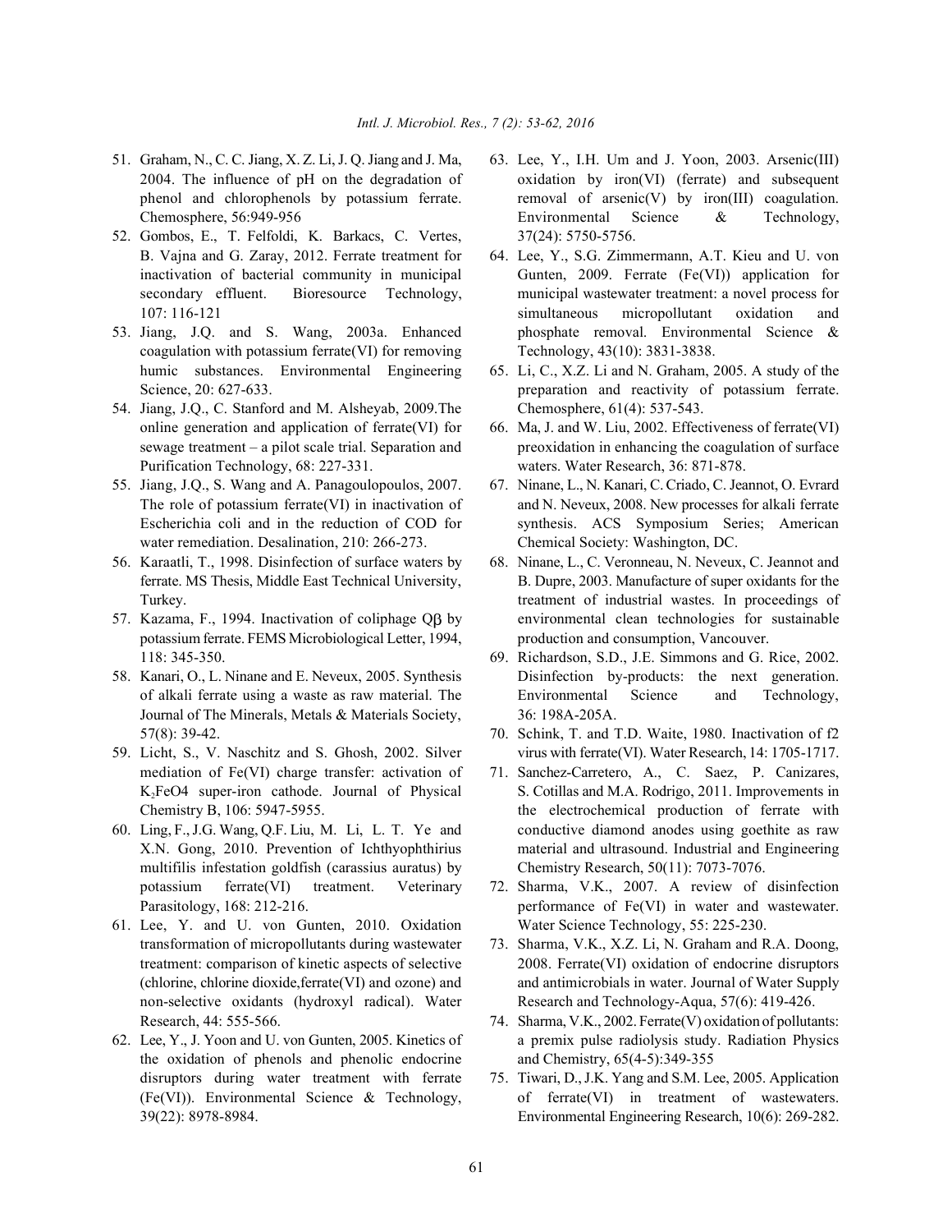51. Graham, N., C. C. Jiang, X. Z. Li, J. Q. Jiang and J. Ma, 2004. The influence of pH on the degradation of phenol and chlorophenols by potassium ferrate. Chemosphere, 56:949-956
52. Gombos, E., T. Felfoldi, K. Barkacs, C. Vertes, B. Vajna and G. Zaray, 2012. Ferrate treatment for inactivation of bacterial community in municipal secondary effluent. Bioresource Technology, 107: 116-121
53. Jiang, J.Q. and S. Wang, 2003a. Enhanced coagulation with potassium ferrate(VI) for removing humic substances. Environmental Engineering Science, 20: 627-633.
54. Jiang, J.Q., C. Stanford and M. Alsheyab, 2009.The online generation and application of ferrate(VI) for sewage treatment – a pilot scale trial. Separation and Purification Technology, 68: 227-331.
55. Jiang, J.Q., S. Wang and A. Panagoulopoulos, 2007. The role of potassium ferrate(VI) in inactivation of Escherichia coli and in the reduction of COD for water remediation. Desalination, 210: 266-273.
56. Karaatli, T., 1998. Disinfection of surface waters by ferrate. MS Thesis, Middle East Technical University, Turkey.
57. Kazama, F., 1994. Inactivation of coliphage Qβ by potassium ferrate. FEMS Microbiological Letter, 1994, 118: 345-350.
58. Kanari, O., L. Ninane and E. Neveux, 2005. Synthesis of alkali ferrate using a waste as raw material. The Journal of The Minerals, Metals & Materials Society, 57(8): 39-42.
59. Licht, S., V. Naschitz and S. Ghosh, 2002. Silver mediation of Fe(VI) charge transfer: activation of $K_2FeO4$ super-iron cathode. Journal of Physical Chemistry B, 106: 5947-5955.
60. Ling, F., J.G. Wang, Q.F. Liu, M. Li, L. T. Ye and X.N. Gong, 2010. Prevention of Ichthyophthirius multifilis infestation goldfish (carassius auratus) by potassium ferrate(VI) treatment. Veterinary Parasitology, 168: 212-216.
61. Lee, Y. and U. von Gunten, 2010. Oxidation transformation of micropollutants during wastewater treatment: comparison of kinetic aspects of selective (chlorine, chlorine dioxide,ferrate(VI) and ozone) and non-selective oxidants (hydroxyl radical). Water Research, 44: 555-566.
62. Lee, Y., J. Yoon and U. von Gunten, 2005. Kinetics of the oxidation of phenols and phenolic endocrine disruptors during water treatment with ferrate (Fe(VI)). Environmental Science & Technology, 39(22): 8978-8984.
63. Lee, Y., I.H. Um and J. Yoon, 2003. Arsenic(III) oxidation by iron(VI) (ferrate) and subsequent removal of arsenic(V) by iron(III) coagulation. Environmental Science & Technology, 37(24): 5750-5756.
64. Lee, Y., S.G. Zimmermann, A.T. Kieu and U. von Gunten, 2009. Ferrate (Fe(VI)) application for municipal wastewater treatment: a novel process for simultaneous micropollutant oxidation and phosphate removal. Environmental Science & Technology, 43(10): 3831-3838.
65. Li, C., X.Z. Li and N. Graham, 2005. A study of the preparation and reactivity of potassium ferrate. Chemosphere, 61(4): 537-543.
66. Ma, J. and W. Liu, 2002. Effectiveness of ferrate(VI) preoxidation in enhancing the coagulation of surface waters. Water Research, 36: 871-878.
67. Ninane, L., N. Kanari, C. Criado, C. Jeannot, O. Evrard and N. Neveux, 2008. New processes for alkali ferrate synthesis. ACS Symposium Series; American Chemical Society: Washington, DC.
68. Ninane, L., C. Veronneau, N. Neveux, C. Jeannot and B. Dupre, 2003. Manufacture of super oxidants for the treatment of industrial wastes. In proceedings of environmental clean technologies for sustainable production and consumption, Vancouver.
69. Richardson, S.D., J.E. Simmons and G. Rice, 2002. Disinfection by-products: the next generation. Environmental Science and Technology, 36: 198A-205A.
70. Schink, T. and T.D. Waite, 1980. Inactivation of f2 virus with ferrate(VI). Water Research, 14: 1705-1717.
71. Sanchez-Carretero, A., C. Saez, P. Canizares, S. Cotillas and M.A. Rodrigo, 2011. Improvements in the electrochemical production of ferrate with conductive diamond anodes using goethite as raw material and ultrasound. Industrial and Engineering Chemistry Research, 50(11): 7073-7076.
72. Sharma, V.K., 2007. A review of disinfection performance of Fe(VI) in water and wastewater. Water Science Technology, 55: 225-230.
73. Sharma, V.K., X.Z. Li, N. Graham and R.A. Doong, 2008. Ferrate(VI) oxidation of endocrine disruptors and antimicrobials in water. Journal of Water Supply Research and Technology-Aqua, 57(6): 419-426.
74. Sharma, V.K., 2002. Ferrate(V) oxidation of pollutants: a premix pulse radiolysis study. Radiation Physics and Chemistry, 65(4-5):349-355
75. Tiwari, D., J.K. Yang and S.M. Lee, 2005. Application of ferrate(VI) in treatment of wastewaters. Environmental Engineering Research, 10(6): 269-282.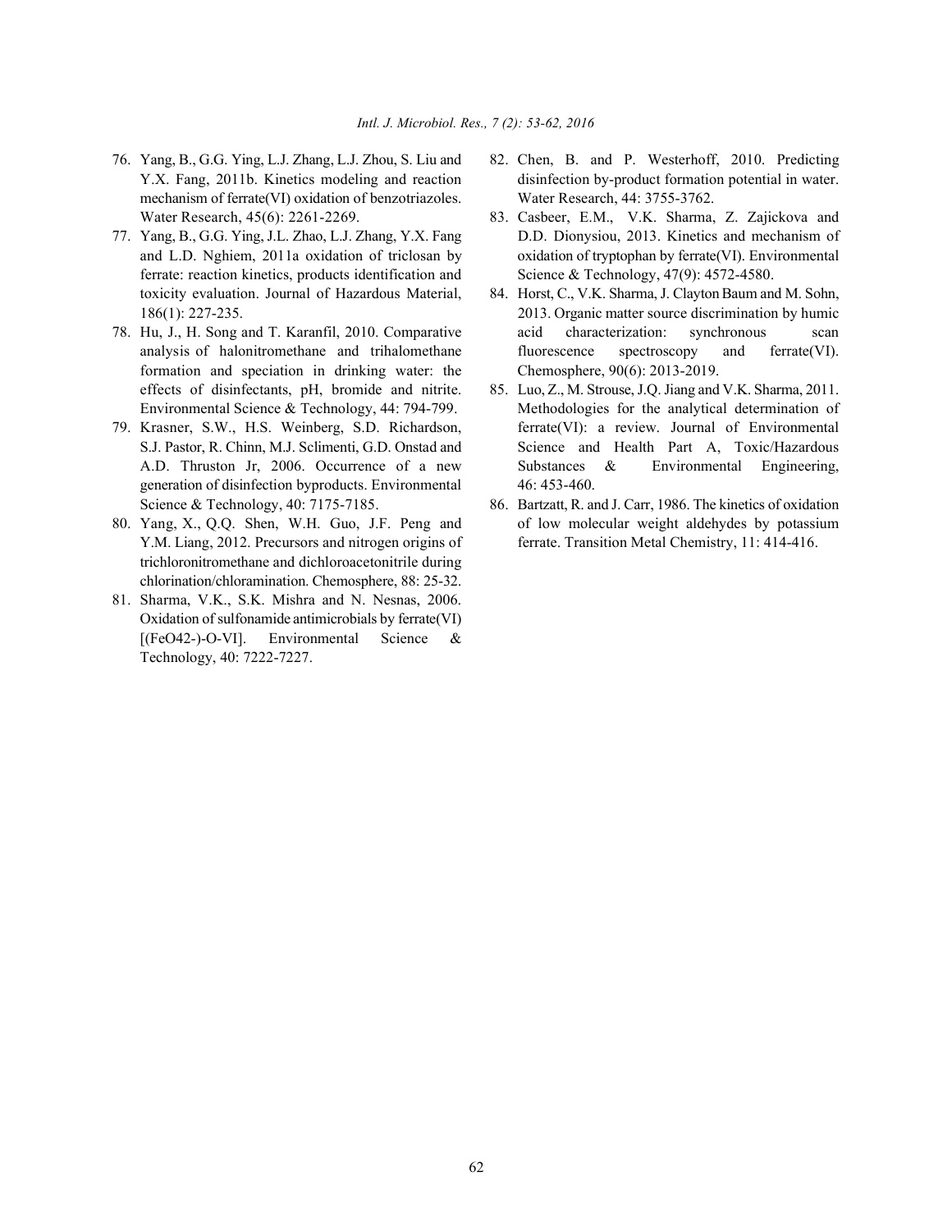76. Yang, B., G.G. Ying, L.J. Zhang, L.J. Zhou, S. Liu and Y.X. Fang, 2011b. Kinetics modeling and reaction mechanism of ferrate(VI) oxidation of benzotriazoles. Water Research, 45(6): 2261-2269.
77. Yang, B., G.G. Ying, J.L. Zhao, L.J. Zhang, Y.X. Fang and L.D. Nghiem, 2011a oxidation of triclosan by ferrate: reaction kinetics, products identification and toxicity evaluation. Journal of Hazardous Material, 186(1): 227-235.
78. Hu, J., H. Song and T. Karanfil, 2010. Comparative analysis of halonitromethane and trihalomethane formation and speciation in drinking water: the effects of disinfectants, pH, bromide and nitrite. Environmental Science & Technology, 44: 794-799.
79. Krasner, S.W., H.S. Weinberg, S.D. Richardson, S.J. Pastor, R. Chinn, M.J. Sclimenti, G.D. Onstad and A.D. Thruston Jr, 2006. Occurrence of a new generation of disinfection byproducts. Environmental Science & Technology, 40: 7175-7185.
80. Yang, X., Q.Q. Shen, W.H. Guo, J.F. Peng and Y.M. Liang, 2012. Precursors and nitrogen origins of trichloronitromethane and dichloroacetonitrile during chlorination/chloramination. Chemosphere, 88: 25-32.
81. Sharma, V.K., S.K. Mishra and N. Nesnas, 2006. Oxidation of sulfonamide antimicrobials by ferrate(VI) [(FeO42-)-O-VI]. Environmental Science & Technology, 40: 7222-7227.
82. Chen, B. and P. Westerhoff, 2010. Predicting disinfection by-product formation potential in water. Water Research, 44: 3755-3762.
83. Casbeer, E.M., V.K. Sharma, Z. Zajickova and D.D. Dionysiou, 2013. Kinetics and mechanism of oxidation of tryptophan by ferrate(VI). Environmental Science & Technology, 47(9): 4572-4580.
84. Horst, C., V.K. Sharma, J. Clayton Baum and M. Sohn, 2013. Organic matter source discrimination by humic acid characterization: synchronous scan fluorescence spectroscopy and ferrate(VI). Chemosphere, 90(6): 2013-2019.
85. Luo, Z., M. Strouse, J.Q. Jiang and V.K. Sharma, 2011. Methodologies for the analytical determination of ferrate(VI): a review. Journal of Environmental Science and Health Part A, Toxic/Hazardous Substances & Environmental Engineering, 46: 453-460.
86. Bartzatt, R. and J. Carr, 1986. The kinetics of oxidation of low molecular weight aldehydes by potassium ferrate. Transition Metal Chemistry, 11: 414-416.